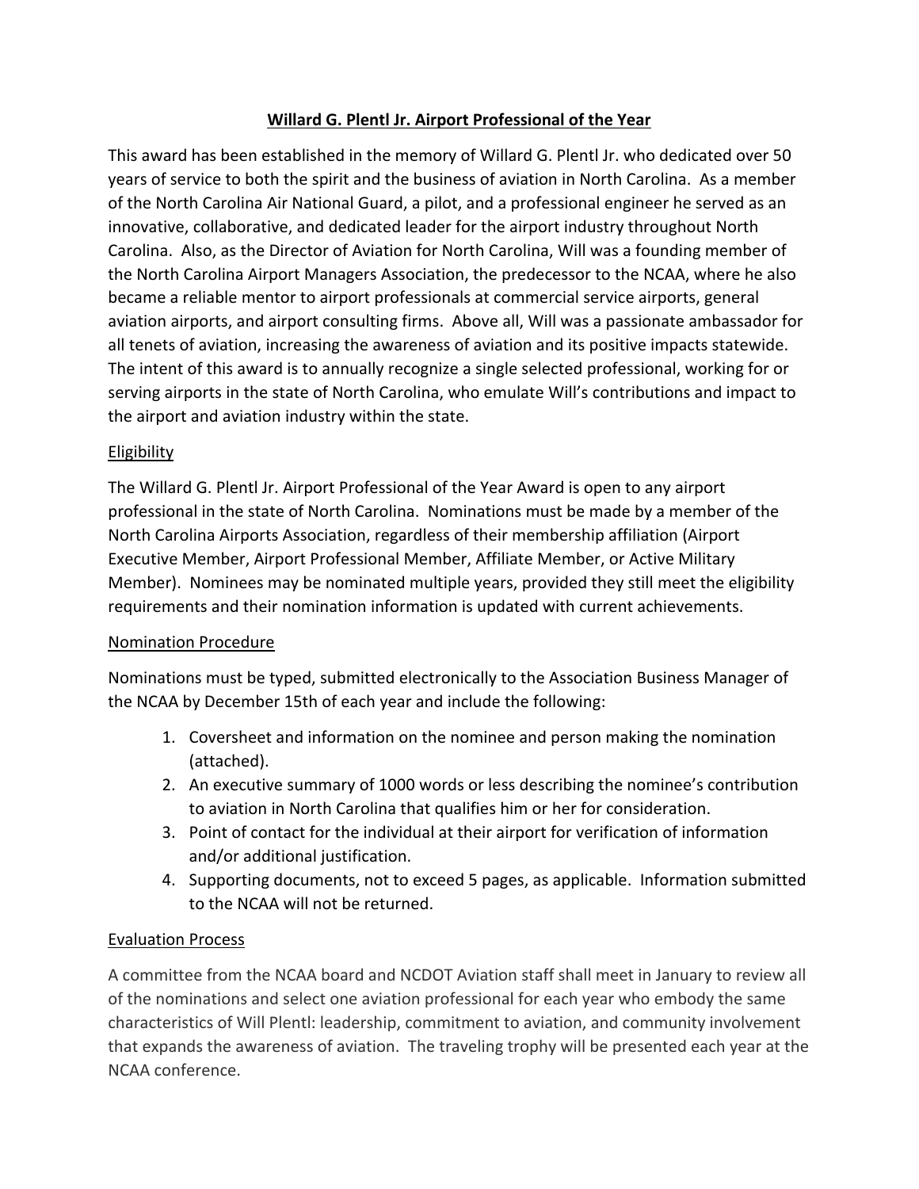# **Willard G. Plentl Jr. Airport Professional of the Year**

This award has been established in the memory of Willard G. Plentl Jr. who dedicated over 50 years of service to both the spirit and the business of aviation in North Carolina. As a member of the North Carolina Air National Guard, a pilot, and a professional engineer he served as an innovative, collaborative, and dedicated leader for the airport industry throughout North Carolina. Also, as the Director of Aviation for North Carolina, Will was a founding member of the North Carolina Airport Managers Association, the predecessor to the NCAA, where he also became a reliable mentor to airport professionals at commercial service airports, general aviation airports, and airport consulting firms. Above all, Will was a passionate ambassador for all tenets of aviation, increasing the awareness of aviation and its positive impacts statewide. The intent of this award is to annually recognize a single selected professional, working for or serving airports in the state of North Carolina, who emulate Will's contributions and impact to the airport and aviation industry within the state.

## Eligibility

The Willard G. Plentl Jr. Airport Professional of the Year Award is open to any airport professional in the state of North Carolina. Nominations must be made by a member of the North Carolina Airports Association, regardless of their membership affiliation (Airport Executive Member, Airport Professional Member, Affiliate Member, or Active Military Member). Nominees may be nominated multiple years, provided they still meet the eligibility requirements and their nomination information is updated with current achievements.

## Nomination Procedure

Nominations must be typed, submitted electronically to the Association Business Manager of the NCAA by December 15th of each year and include the following:

1. Coversheet and information on the nominee and person making the nomination (attached).
2. An executive summary of 1000 words or less describing the nominee's contribution to aviation in North Carolina that qualifies him or her for consideration.
3. Point of contact for the individual at their airport for verification of information and/or additional justification.
4. Supporting documents, not to exceed 5 pages, as applicable. Information submitted to the NCAA will not be returned.

## Evaluation Process

A committee from the NCAA board and NCDOT Aviation staff shall meet in January to review all of the nominations and select one aviation professional for each year who embody the same characteristics of Will Plentl: leadership, commitment to aviation, and community involvement that expands the awareness of aviation. The traveling trophy will be presented each year at the NCAA conference.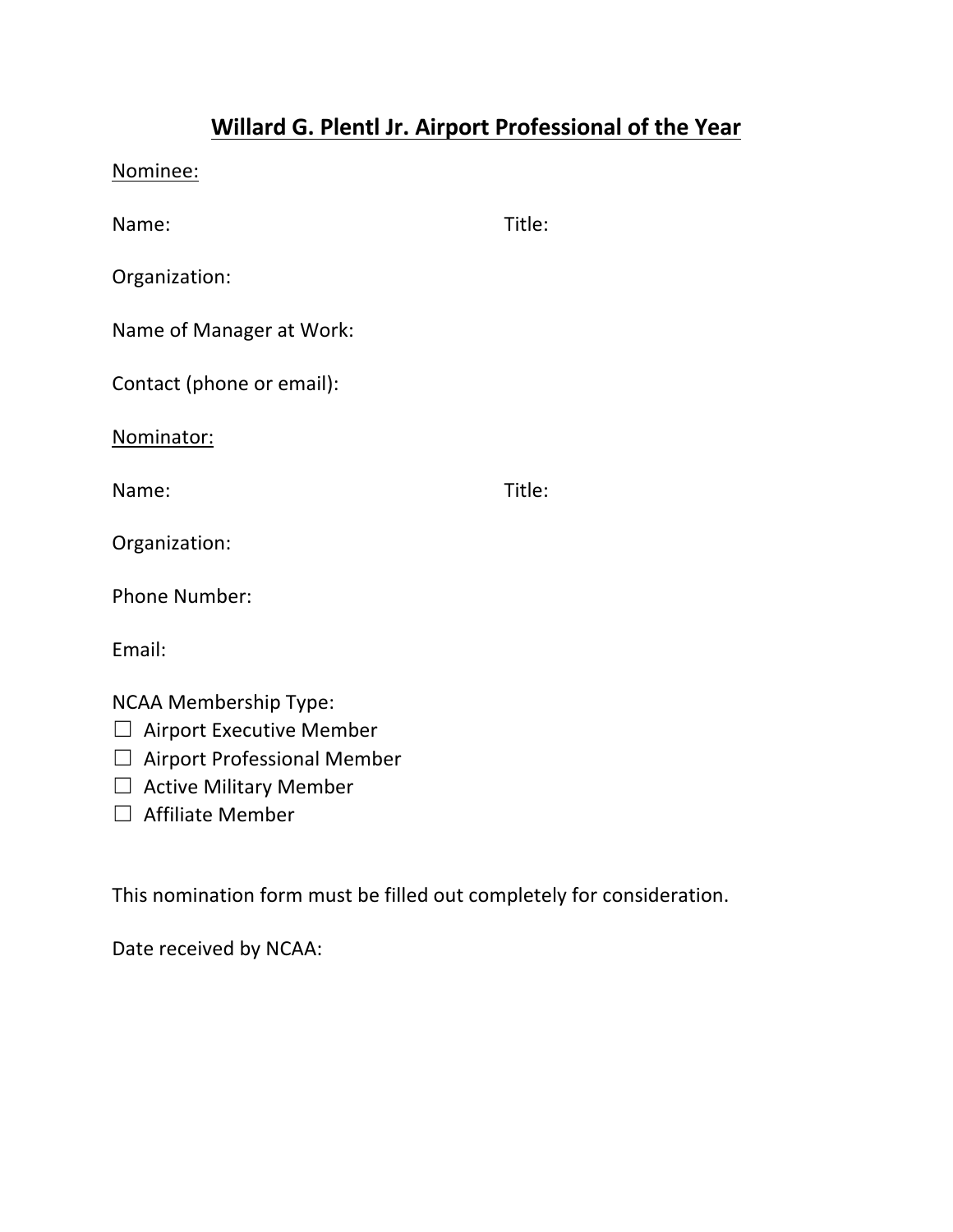# Willard G. Plentl Jr. Airport Professional of the Year

Nominee:

Name: Title:

Organization:

Name of Manager at Work:

Contact (phone or email):

Nominator:

Name: Title:

Organization:

Phone Number:

Email:

NCAA Membership Type:

☐ Airport Executive Member
☐ Airport Professional Member
☐ Active Military Member
☐ Affiliate Member

This nomination form must be filled out completely for consideration.

Date received by NCAA: